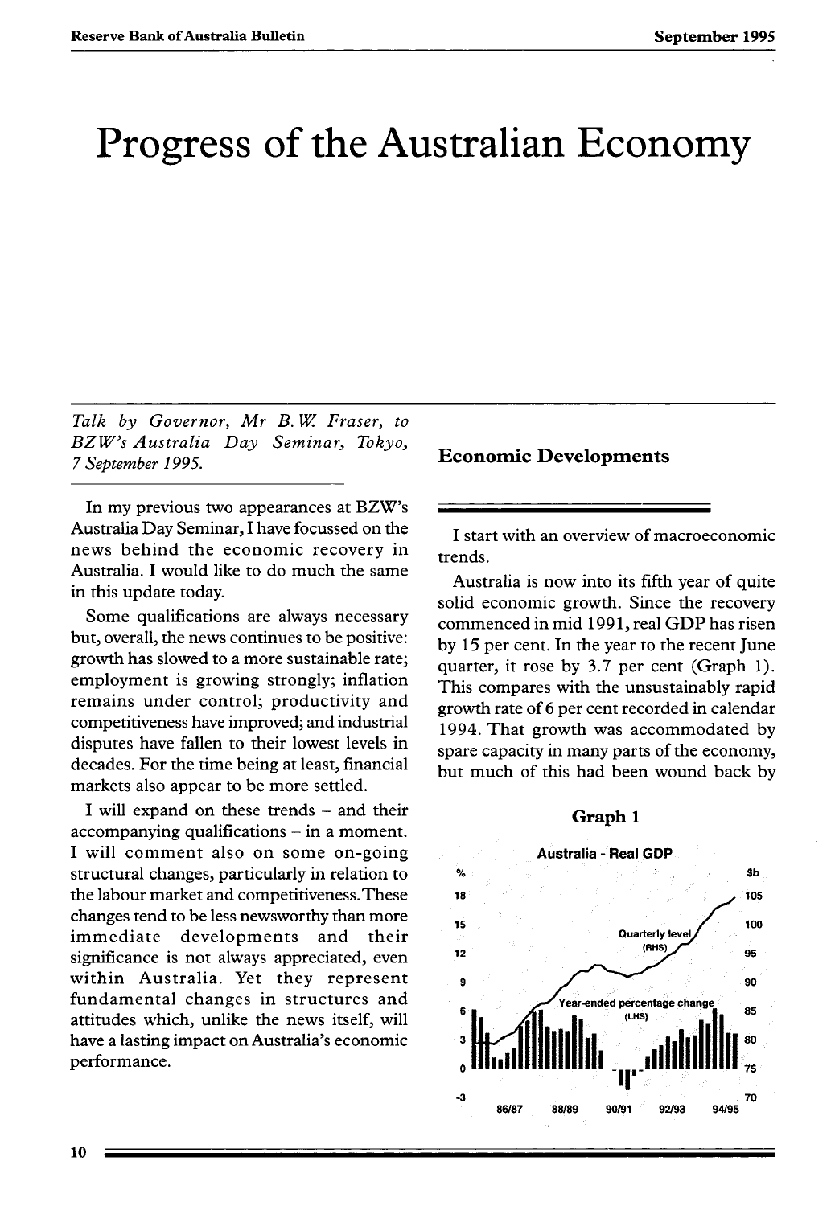# Progress of the Australian Economy

*Talk by Governor, Mr B.W. Fraser, to BZW's Australia Day Seminar, Tokyo, 7 September 1995.*

In my previous two appearances at BZW's Australia Day Seminar, I have focussed on the news behind the economic recovery in Australia. I would like to do much the same in this update today.

Some qualifications are always necessary but, overall, the news continues to be positive: growth has slowed to a more sustainable rate; employment is growing strongly; inflation remains under control; productivity and competitiveness have improved; and industrial disputes have fallen to their lowest levels in decades. For the time being at least, financial markets also appear to be more settled.

I will expand on these trends – and their accompanying qualifications – in a moment. I will comment also on some on-going structural changes, particularly in relation to the labour market and competitiveness. These changes tend to be less newsworthy than more immediate developments and their significance is not always appreciated, even within Australia. Yet they represent fundamental changes in structures and attitudes which, unlike the news itself, will have a lasting impact on Australia's economic performance.

## Economic Developments

I start with an overview of macroeconomic trends.

Australia is now into its fifth year of quite solid economic growth. Since the recovery commenced in mid 1991, real GDP has risen by 15 per cent. In the year to the recent June quarter, it rose by 3.7 per cent (Graph 1). This compares with the unsustainably rapid growth rate of 6 per cent recorded in calendar 1994. That growth was accommodated by spare capacity in many parts of the economy, but much of this had been wound back by

**Graph 1**

Australia - Real GDP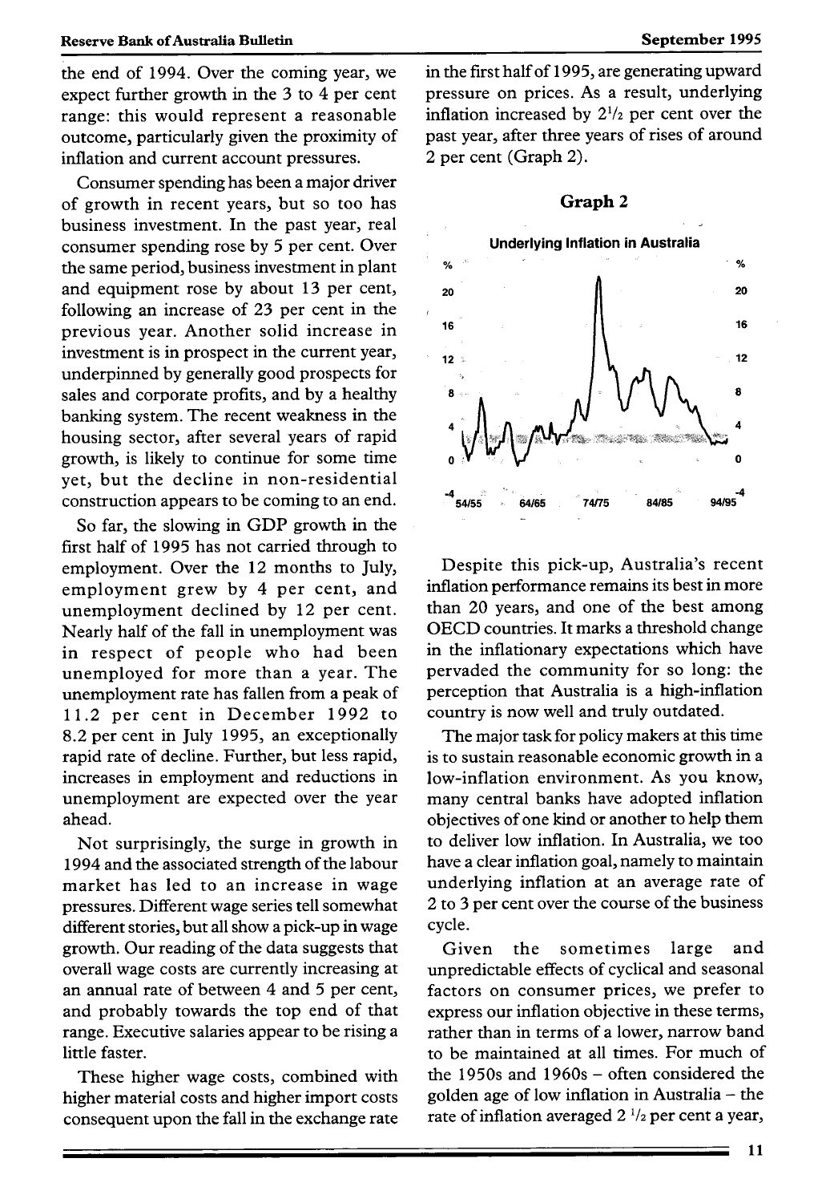the end of 1994. Over the coming year, we expect further growth in the 3 to 4 per cent range: this would represent a reasonable outcome, particularly given the proximity of inflation and current account pressures.

Consumer spending has been a major driver of growth in recent years, but so too has business investment. In the past year, real consumer spending rose by 5 per cent. Over the same period, business investment in plant and equipment rose by about 13 per cent, following an increase of 23 per cent in the previous year. Another solid increase in investment is in prospect in the current year, underpinned by generally good prospects for sales and corporate profits, and by a healthy banking system. The recent weakness in the housing sector, after several years of rapid growth, is likely to continue for some time yet, but the decline in non-residential construction appears to be coming to an end.

So far, the slowing in GDP growth in the first half of 1995 has not carried through to employment. Over the 12 months to July, employment grew by 4 per cent, and unemployment declined by 12 per cent. Nearly half of the fall in unemployment was in respect of people who had been unemployed for more than a year. The unemployment rate has fallen from a peak of 11.2 per cent in December 1992 to 8.2 per cent in July 1995, an exceptionally rapid rate of decline. Further, but less rapid, increases in employment and reductions in unemployment are expected over the year ahead.

Not surprisingly, the surge in growth in 1994 and the associated strength of the labour market has led to an increase in wage pressures. Different wage series tell somewhat different stories, but all show a pick-up in wage growth. Our reading of the data suggests that overall wage costs are currently increasing at an annual rate of between 4 and 5 per cent, and probably towards the top end of that range. Executive salaries appear to be rising a little faster.

These higher wage costs, combined with higher material costs and higher import costs consequent upon the fall in the exchange rate in the first half of 1995, are generating upward pressure on prices. As a result, underlying inflation increased by 2½ per cent over the past year, after three years of rises of around 2 per cent (Graph 2).

**Graph 2**

**Underlying Inflation in Australia**

Despite this pick-up, Australia's recent inflation performance remains its best in more than 20 years, and one of the best among OECD countries. It marks a threshold change in the inflationary expectations which have pervaded the community for so long: the perception that Australia is a high-inflation country is now well and truly outdated.

The major task for policy makers at this time is to sustain reasonable economic growth in a low-inflation environment. As you know, many central banks have adopted inflation objectives of one kind or another to help them to deliver low inflation. In Australia, we too have a clear inflation goal, namely to maintain underlying inflation at an average rate of 2 to 3 per cent over the course of the business cycle.

Given the sometimes large and unpredictable effects of cyclical and seasonal factors on consumer prices, we prefer to express our inflation objective in these terms, rather than in terms of a lower, narrow band to be maintained at all times. For much of the 1950s and 1960s – often considered the golden age of low inflation in Australia – the rate of inflation averaged 2 ½ per cent a year,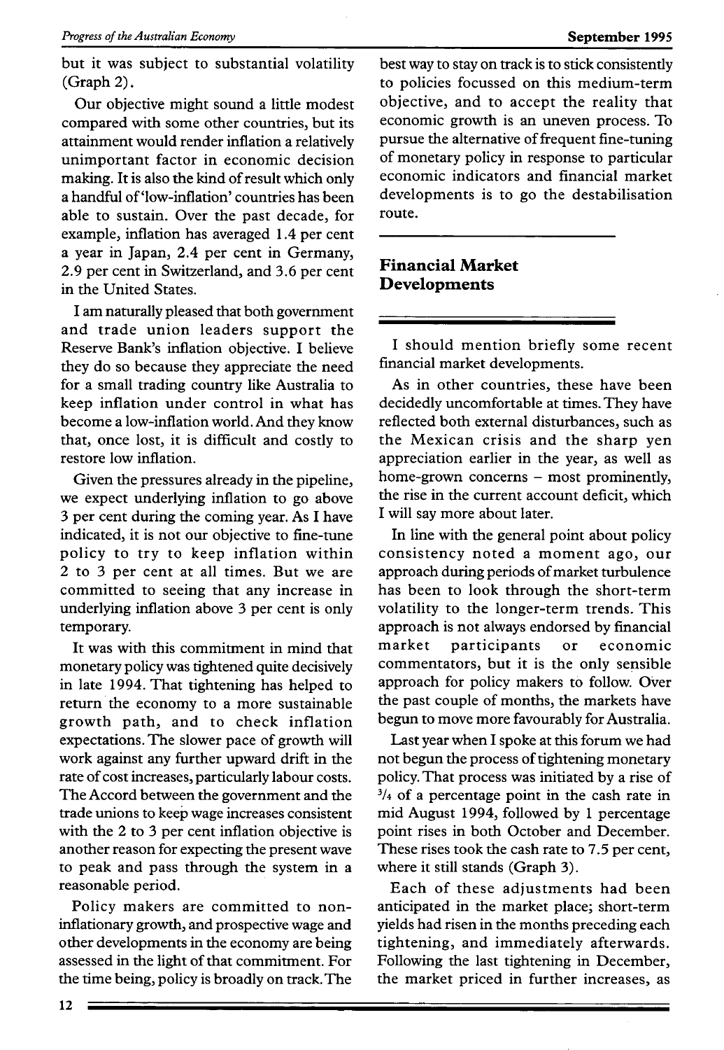but it was subject to substantial volatility (Graph 2).

Our objective might sound a little modest compared with some other countries, but its attainment would render inflation a relatively unimportant factor in economic decision making. It is also the kind of result which only a handful of 'low-inflation' countries has been able to sustain. Over the past decade, for example, inflation has averaged 1.4 per cent a year in Japan, 2.4 per cent in Germany, 2.9 per cent in Switzerland, and 3.6 per cent in the United States.

I am naturally pleased that both government and trade union leaders support the Reserve Bank's inflation objective. I believe they do so because they appreciate the need for a small trading country like Australia to keep inflation under control in what has become a low-inflation world. And they know that, once lost, it is difficult and costly to restore low inflation.

Given the pressures already in the pipeline, we expect underlying inflation to go above 3 per cent during the coming year. As I have indicated, it is not our objective to fine-tune policy to try to keep inflation within 2 to 3 per cent at all times. But we are committed to seeing that any increase in underlying inflation above 3 per cent is only temporary.

It was with this commitment in mind that monetary policy was tightened quite decisively in late 1994. That tightening has helped to return the economy to a more sustainable growth path, and to check inflation expectations. The slower pace of growth will work against any further upward drift in the rate of cost increases, particularly labour costs. The Accord between the government and the trade unions to keep wage increases consistent with the 2 to 3 per cent inflation objective is another reason for expecting the present wave to peak and pass through the system in a reasonable period.

Policy makers are committed to non-inflationary growth, and prospective wage and other developments in the economy are being assessed in the light of that commitment. For the time being, policy is broadly on track. The best way to stay on track is to stick consistently to policies focussed on this medium-term objective, and to accept the reality that economic growth is an uneven process. To pursue the alternative of frequent fine-tuning of monetary policy in response to particular economic indicators and financial market developments is to go the destabilisation route.

## Financial Market Developments

I should mention briefly some recent financial market developments.

As in other countries, these have been decidedly uncomfortable at times. They have reflected both external disturbances, such as the Mexican crisis and the sharp yen appreciation earlier in the year, as well as home-grown concerns – most prominently, the rise in the current account deficit, which I will say more about later.

In line with the general point about policy consistency noted a moment ago, our approach during periods of market turbulence has been to look through the short-term volatility to the longer-term trends. This approach is not always endorsed by financial market participants or economic commentators, but it is the only sensible approach for policy makers to follow. Over the past couple of months, the markets have begun to move more favourably for Australia.

Last year when I spoke at this forum we had not begun the process of tightening monetary policy. That process was initiated by a rise of ¾ of a percentage point in the cash rate in mid August 1994, followed by 1 percentage point rises in both October and December. These rises took the cash rate to 7.5 per cent, where it still stands (Graph 3).

Each of these adjustments had been anticipated in the market place; short-term yields had risen in the months preceding each tightening, and immediately afterwards. Following the last tightening in December, the market priced in further increases, as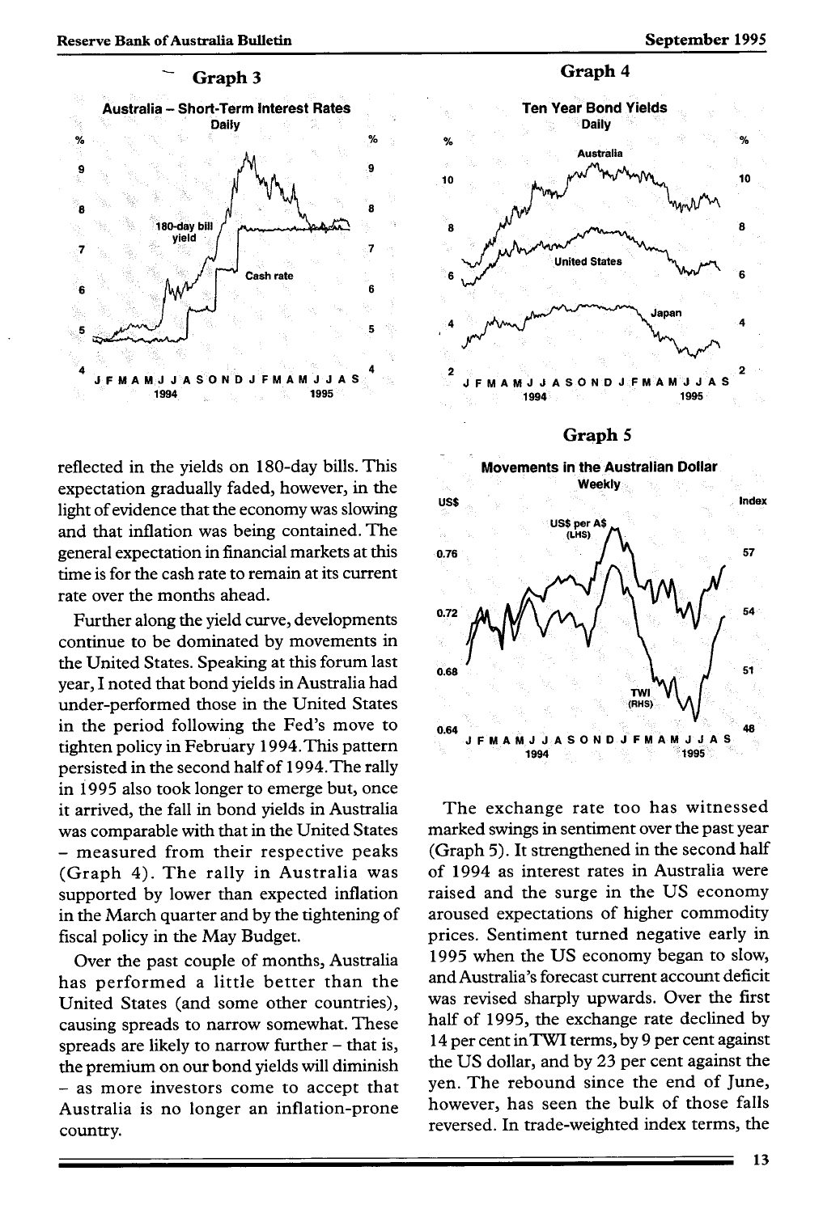### Graph 3

**Australia – Short-Term Interest Rates**
Daily

### Graph 4

**Ten Year Bond Yields**
Daily

### Graph 5

**Movements in the Australian Dollar**
Weekly

reflected in the yields on 180-day bills. This expectation gradually faded, however, in the light of evidence that the economy was slowing and that inflation was being contained. The general expectation in financial markets at this time is for the cash rate to remain at its current rate over the months ahead.

Further along the yield curve, developments continue to be dominated by movements in the United States. Speaking at this forum last year, I noted that bond yields in Australia had under-performed those in the United States in the period following the Fed's move to tighten policy in February 1994. This pattern persisted in the second half of 1994. The rally in 1995 also took longer to emerge but, once it arrived, the fall in bond yields in Australia was comparable with that in the United States – measured from their respective peaks (Graph 4). The rally in Australia was supported by lower than expected inflation in the March quarter and by the tightening of fiscal policy in the May Budget.

Over the past couple of months, Australia has performed a little better than the United States (and some other countries), causing spreads to narrow somewhat. These spreads are likely to narrow further – that is, the premium on our bond yields will diminish – as more investors come to accept that Australia is no longer an inflation-prone country.

The exchange rate too has witnessed marked swings in sentiment over the past year (Graph 5). It strengthened in the second half of 1994 as interest rates in Australia were raised and the surge in the US economy aroused expectations of higher commodity prices. Sentiment turned negative early in 1995 when the US economy began to slow, and Australia's forecast current account deficit was revised sharply upwards. Over the first half of 1995, the exchange rate declined by 14 per cent in TWI terms, by 9 per cent against the US dollar, and by 23 per cent against the yen. The rebound since the end of June, however, has seen the bulk of those falls reversed. In trade-weighted index terms, the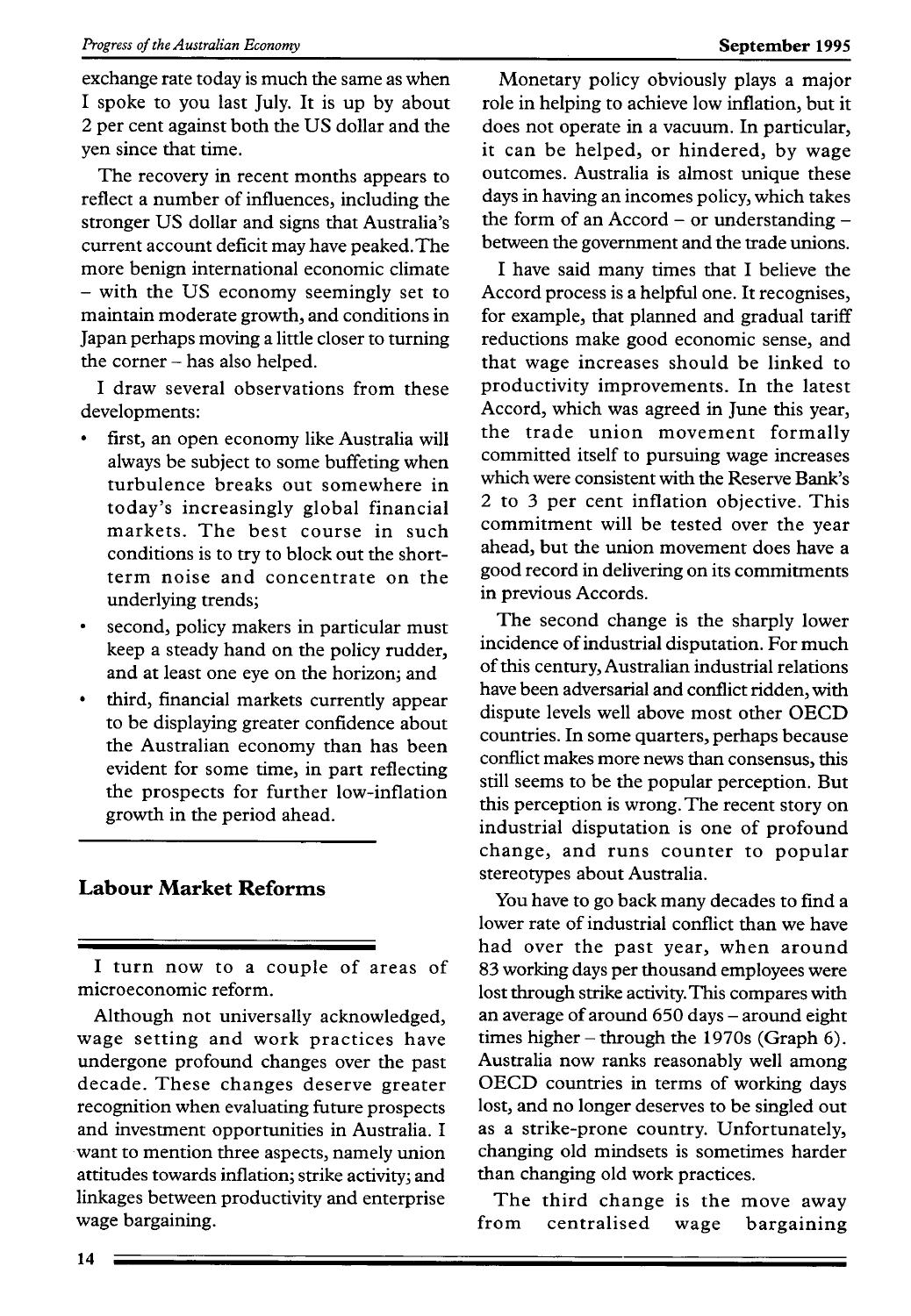exchange rate today is much the same as when I spoke to you last July. It is up by about 2 per cent against both the US dollar and the yen since that time.

The recovery in recent months appears to reflect a number of influences, including the stronger US dollar and signs that Australia's current account deficit may have peaked. The more benign international economic climate – with the US economy seemingly set to maintain moderate growth, and conditions in Japan perhaps moving a little closer to turning the corner – has also helped.

I draw several observations from these developments:

- first, an open economy like Australia will always be subject to some buffeting when turbulence breaks out somewhere in today's increasingly global financial markets. The best course in such conditions is to try to block out the short-term noise and concentrate on the underlying trends;
- second, policy makers in particular must keep a steady hand on the policy rudder, and at least one eye on the horizon; and
- third, financial markets currently appear to be displaying greater confidence about the Australian economy than has been evident for some time, in part reflecting the prospects for further low-inflation growth in the period ahead.

## Labour Market Reforms

I turn now to a couple of areas of microeconomic reform.

Although not universally acknowledged, wage setting and work practices have undergone profound changes over the past decade. These changes deserve greater recognition when evaluating future prospects and investment opportunities in Australia. I want to mention three aspects, namely union attitudes towards inflation; strike activity; and linkages between productivity and enterprise wage bargaining.

Monetary policy obviously plays a major role in helping to achieve low inflation, but it does not operate in a vacuum. In particular, it can be helped, or hindered, by wage outcomes. Australia is almost unique these days in having an incomes policy, which takes the form of an Accord – or understanding – between the government and the trade unions.

I have said many times that I believe the Accord process is a helpful one. It recognises, for example, that planned and gradual tariff reductions make good economic sense, and that wage increases should be linked to productivity improvements. In the latest Accord, which was agreed in June this year, the trade union movement formally committed itself to pursuing wage increases which were consistent with the Reserve Bank's 2 to 3 per cent inflation objective. This commitment will be tested over the year ahead, but the union movement does have a good record in delivering on its commitments in previous Accords.

The second change is the sharply lower incidence of industrial disputation. For much of this century, Australian industrial relations have been adversarial and conflict ridden, with dispute levels well above most other OECD countries. In some quarters, perhaps because conflict makes more news than consensus, this still seems to be the popular perception. But this perception is wrong. The recent story on industrial disputation is one of profound change, and runs counter to popular stereotypes about Australia.

You have to go back many decades to find a lower rate of industrial conflict than we have had over the past year, when around 83 working days per thousand employees were lost through strike activity. This compares with an average of around 650 days – around eight times higher – through the 1970s (Graph 6). Australia now ranks reasonably well among OECD countries in terms of working days lost, and no longer deserves to be singled out as a strike-prone country. Unfortunately, changing old mindsets is sometimes harder than changing old work practices.

The third change is the move away from centralised wage bargaining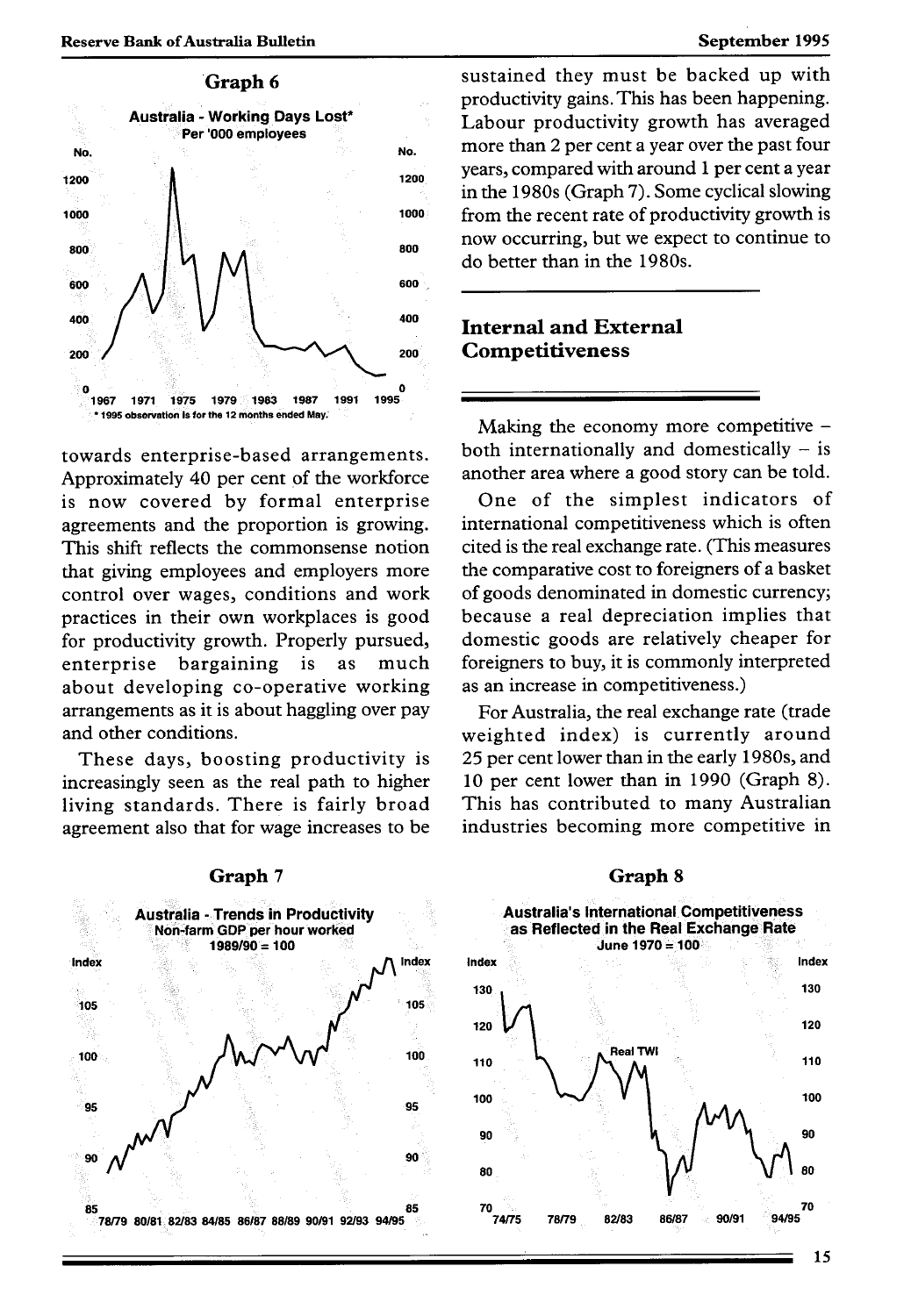**Graph 6**

**Australia - Working Days Lost***
Per '000 employees

\* 1995 observation is for the 12 months ended May.

towards enterprise-based arrangements. Approximately 40 per cent of the workforce is now covered by formal enterprise agreements and the proportion is growing. This shift reflects the commonsense notion that giving employees and employers more control over wages, conditions and work practices in their own workplaces is good for productivity growth. Properly pursued, enterprise bargaining is as much about developing co-operative working arrangements as it is about haggling over pay and other conditions.

These days, boosting productivity is increasingly seen as the real path to higher living standards. There is fairly broad agreement also that for wage increases to be sustained they must be backed up with productivity gains. This has been happening. Labour productivity growth has averaged more than 2 per cent a year over the past four years, compared with around 1 per cent a year in the 1980s (Graph 7). Some cyclical slowing from the recent rate of productivity growth is now occurring, but we expect to continue to do better than in the 1980s.

## Internal and External Competitiveness

Making the economy more competitive – both internationally and domestically – is another area where a good story can be told.

One of the simplest indicators of international competitiveness which is often cited is the real exchange rate. (This measures the comparative cost to foreigners of a basket of goods denominated in domestic currency; because a real depreciation implies that domestic goods are relatively cheaper for foreigners to buy, it is commonly interpreted as an increase in competitiveness.)

For Australia, the real exchange rate (trade weighted index) is currently around 25 per cent lower than in the early 1980s, and 10 per cent lower than in 1990 (Graph 8). This has contributed to many Australian industries becoming more competitive in

**Graph 7**

**Australia - Trends in Productivity**
Non-farm GDP per hour worked
1989/90 = 100

**Graph 8**

**Australia's International Competitiveness as Reflected in the Real Exchange Rate**
June 1970 = 100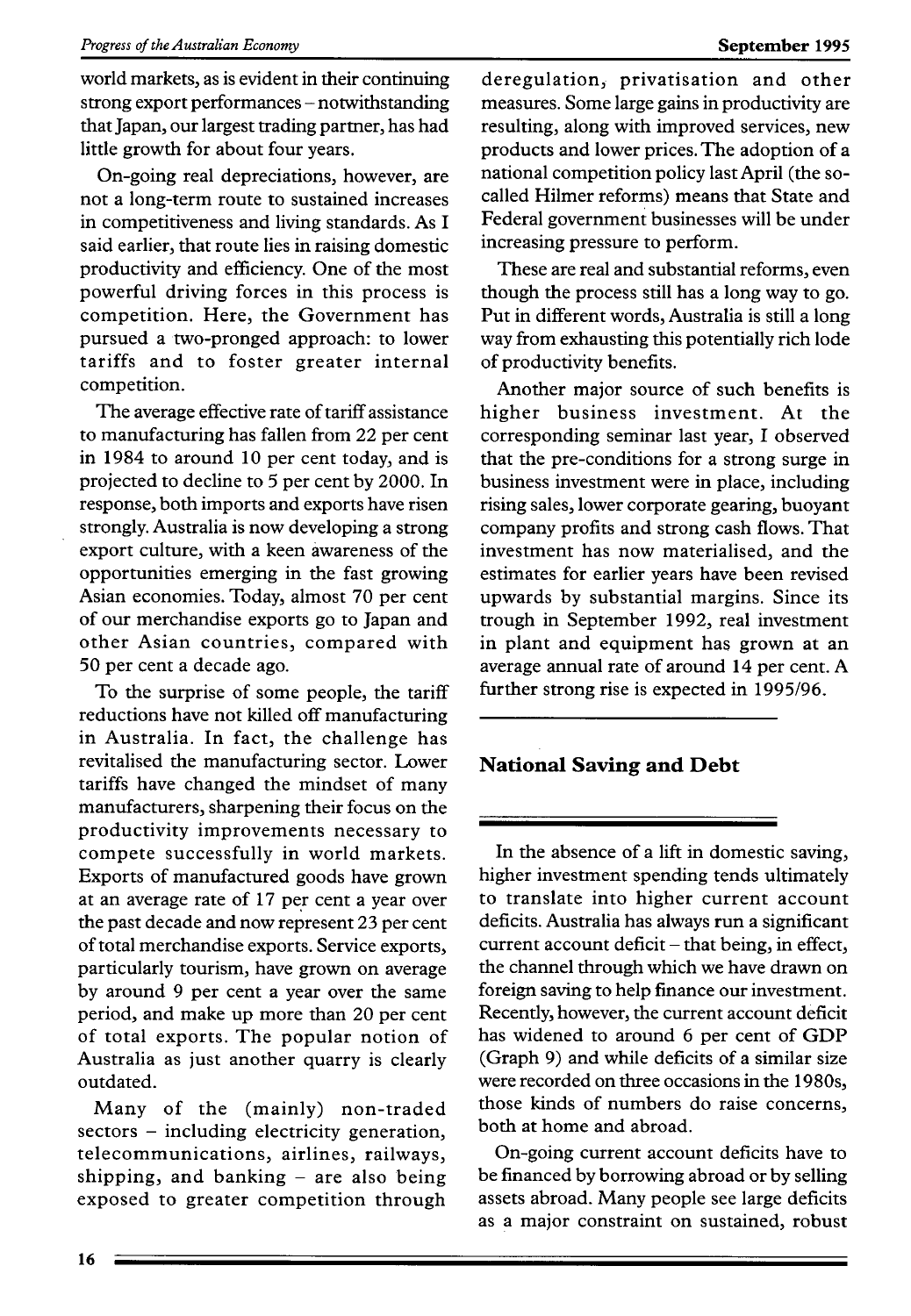world markets, as is evident in their continuing strong export performances – notwithstanding that Japan, our largest trading partner, has had little growth for about four years.

On-going real depreciations, however, are not a long-term route to sustained increases in competitiveness and living standards. As I said earlier, that route lies in raising domestic productivity and efficiency. One of the most powerful driving forces in this process is competition. Here, the Government has pursued a two-pronged approach: to lower tariffs and to foster greater internal competition.

The average effective rate of tariff assistance to manufacturing has fallen from 22 per cent in 1984 to around 10 per cent today, and is projected to decline to 5 per cent by 2000. In response, both imports and exports have risen strongly. Australia is now developing a strong export culture, with a keen awareness of the opportunities emerging in the fast growing Asian economies. Today, almost 70 per cent of our merchandise exports go to Japan and other Asian countries, compared with 50 per cent a decade ago.

To the surprise of some people, the tariff reductions have not killed off manufacturing in Australia. In fact, the challenge has revitalised the manufacturing sector. Lower tariffs have changed the mindset of many manufacturers, sharpening their focus on the productivity improvements necessary to compete successfully in world markets. Exports of manufactured goods have grown at an average rate of 17 per cent a year over the past decade and now represent 23 per cent of total merchandise exports. Service exports, particularly tourism, have grown on average by around 9 per cent a year over the same period, and make up more than 20 per cent of total exports. The popular notion of Australia as just another quarry is clearly outdated.

Many of the (mainly) non-traded sectors – including electricity generation, telecommunications, airlines, railways, shipping, and banking – are also being exposed to greater competition through deregulation, privatisation and other measures. Some large gains in productivity are resulting, along with improved services, new products and lower prices. The adoption of a national competition policy last April (the so-called Hilmer reforms) means that State and Federal government businesses will be under increasing pressure to perform.

These are real and substantial reforms, even though the process still has a long way to go. Put in different words, Australia is still a long way from exhausting this potentially rich lode of productivity benefits.

Another major source of such benefits is higher business investment. At the corresponding seminar last year, I observed that the pre-conditions for a strong surge in business investment were in place, including rising sales, lower corporate gearing, buoyant company profits and strong cash flows. That investment has now materialised, and the estimates for earlier years have been revised upwards by substantial margins. Since its trough in September 1992, real investment in plant and equipment has grown at an average annual rate of around 14 per cent. A further strong rise is expected in 1995/96.

## National Saving and Debt

In the absence of a lift in domestic saving, higher investment spending tends ultimately to translate into higher current account deficits. Australia has always run a significant current account deficit – that being, in effect, the channel through which we have drawn on foreign saving to help finance our investment. Recently, however, the current account deficit has widened to around 6 per cent of GDP (Graph 9) and while deficits of a similar size were recorded on three occasions in the 1980s, those kinds of numbers do raise concerns, both at home and abroad.

On-going current account deficits have to be financed by borrowing abroad or by selling assets abroad. Many people see large deficits as a major constraint on sustained, robust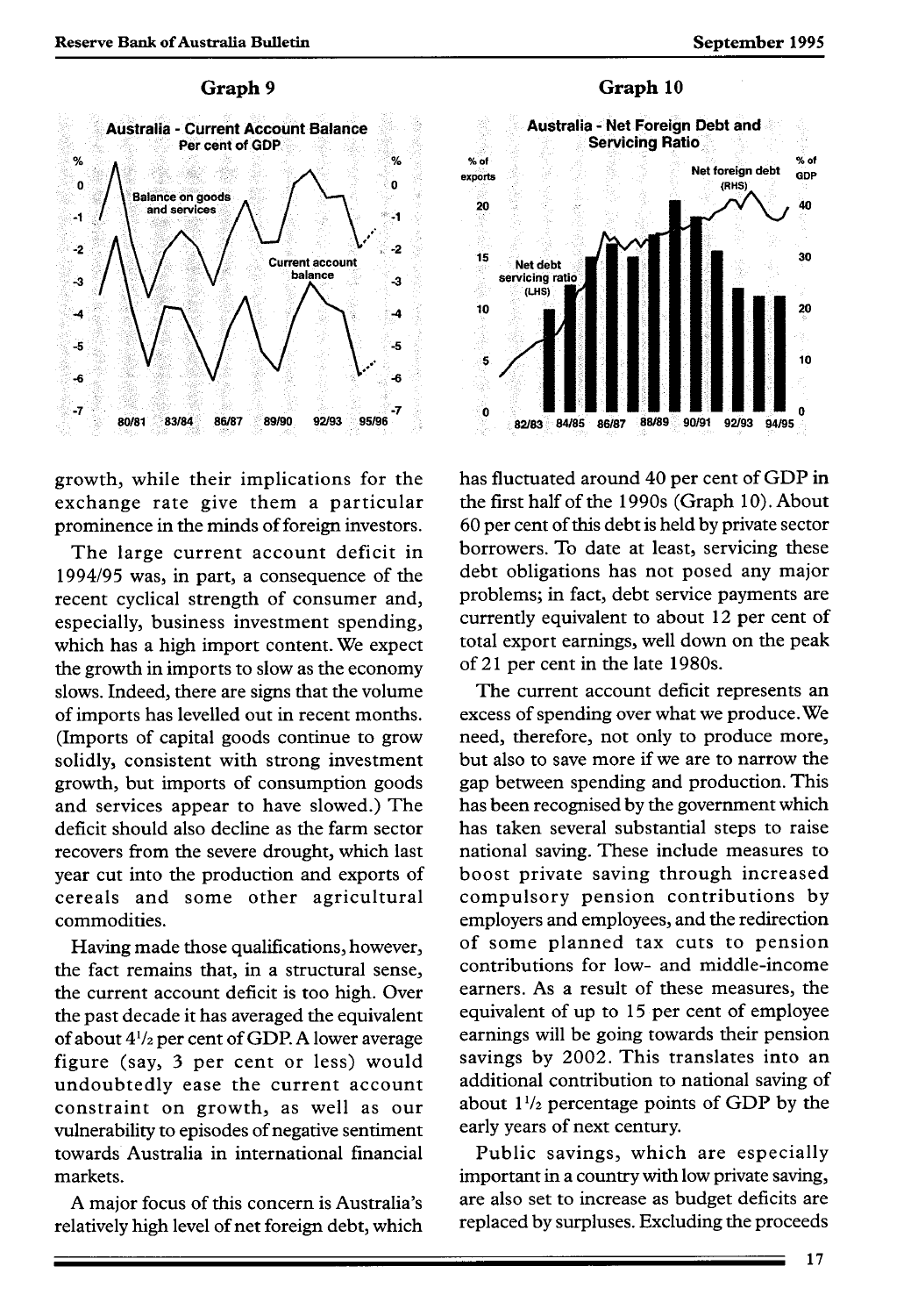### Graph 9

**Australia - Current Account Balance**
Per cent of GDP

### Graph 10

**Australia - Net Foreign Debt and Servicing Ratio**

growth, while their implications for the exchange rate give them a particular prominence in the minds of foreign investors.

The large current account deficit in 1994/95 was, in part, a consequence of the recent cyclical strength of consumer and, especially, business investment spending, which has a high import content. We expect the growth in imports to slow as the economy slows. Indeed, there are signs that the volume of imports has levelled out in recent months. (Imports of capital goods continue to grow solidly, consistent with strong investment growth, but imports of consumption goods and services appear to have slowed.) The deficit should also decline as the farm sector recovers from the severe drought, which last year cut into the production and exports of cereals and some other agricultural commodities.

Having made those qualifications, however, the fact remains that, in a structural sense, the current account deficit is too high. Over the past decade it has averaged the equivalent of about 4½ per cent of GDP. A lower average figure (say, 3 per cent or less) would undoubtedly ease the current account constraint on growth, as well as our vulnerability to episodes of negative sentiment towards Australia in international financial markets.

A major focus of this concern is Australia's relatively high level of net foreign debt, which has fluctuated around 40 per cent of GDP in the first half of the 1990s (Graph 10). About 60 per cent of this debt is held by private sector borrowers. To date at least, servicing these debt obligations has not posed any major problems; in fact, debt service payments are currently equivalent to about 12 per cent of total export earnings, well down on the peak of 21 per cent in the late 1980s.

The current account deficit represents an excess of spending over what we produce. We need, therefore, not only to produce more, but also to save more if we are to narrow the gap between spending and production. This has been recognised by the government which has taken several substantial steps to raise national saving. These include measures to boost private saving through increased compulsory pension contributions by employers and employees, and the redirection of some planned tax cuts to pension contributions for low- and middle-income earners. As a result of these measures, the equivalent of up to 15 per cent of employee earnings will be going towards their pension savings by 2002. This translates into an additional contribution to national saving of about 1½ percentage points of GDP by the early years of next century.

Public savings, which are especially important in a country with low private saving, are also set to increase as budget deficits are replaced by surpluses. Excluding the proceeds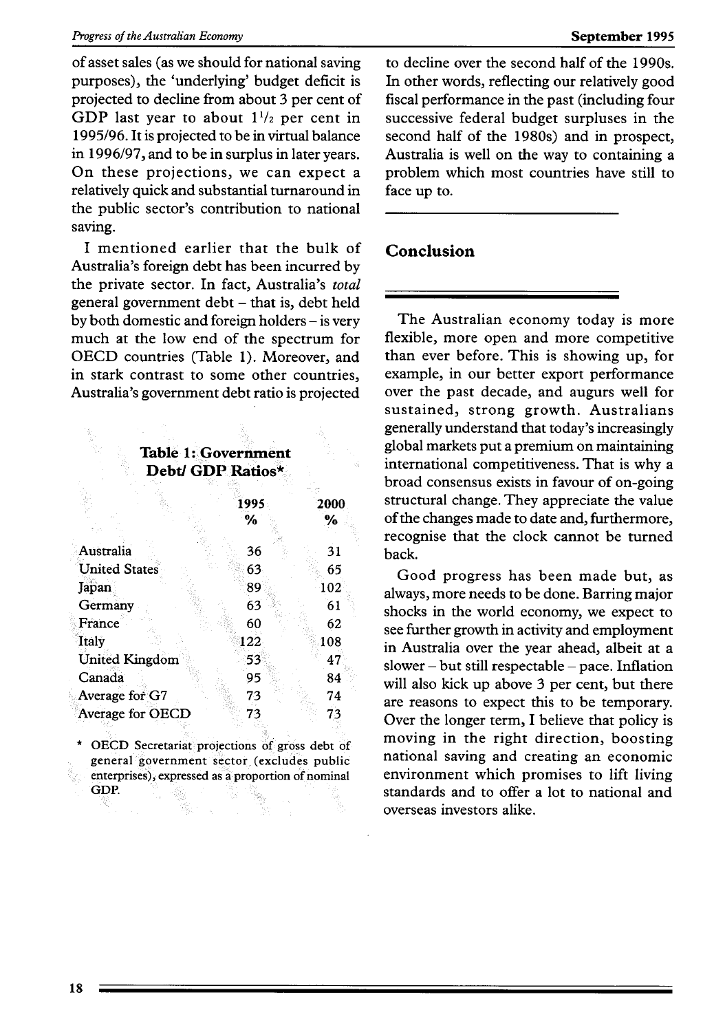of asset sales (as we should for national saving purposes), the 'underlying' budget deficit is projected to decline from about 3 per cent of GDP last year to about $1^1/_2$ per cent in 1995/96. It is projected to be in virtual balance in 1996/97, and to be in surplus in later years. On these projections, we can expect a relatively quick and substantial turnaround in the public sector's contribution to national saving.

I mentioned earlier that the bulk of Australia's foreign debt has been incurred by the private sector. In fact, Australia's *total* general government debt – that is, debt held by both domestic and foreign holders – is very much at the low end of the spectrum for OECD countries (Table 1). Moreover, and in stark contrast to some other countries, Australia's government debt ratio is projected to decline over the second half of the 1990s. In other words, reflecting our relatively good fiscal performance in the past (including four successive federal budget surpluses in the second half of the 1980s) and in prospect, Australia is well on the way to containing a problem which most countries have still to face up to.

**Table 1: Government Debt/ GDP Ratios***

| | 1995 % | 2000 % |
|---|---|---|
| Australia | 36 | 31 |
| United States | 63 | 65 |
| Japan | 89 | 102 |
| Germany | 63 | 61 |
| France | 60 | 62 |
| Italy | 122 | 108 |
| United Kingdom | 53 | 47 |
| Canada | 95 | 84 |
| Average for G7 | 73 | 74 |
| Average for OECD | 73 | 73 |

\* OECD Secretariat projections of gross debt of general government sector (excludes public enterprises), expressed as a proportion of nominal GDP.

## Conclusion

The Australian economy today is more flexible, more open and more competitive than ever before. This is showing up, for example, in our better export performance over the past decade, and augurs well for sustained, strong growth. Australians generally understand that today's increasingly global markets put a premium on maintaining international competitiveness. That is why a broad consensus exists in favour of on-going structural change. They appreciate the value of the changes made to date and, furthermore, recognise that the clock cannot be turned back.

Good progress has been made but, as always, more needs to be done. Barring major shocks in the world economy, we expect to see further growth in activity and employment in Australia over the year ahead, albeit at a slower – but still respectable – pace. Inflation will also kick up above 3 per cent, but there are reasons to expect this to be temporary. Over the longer term, I believe that policy is moving in the right direction, boosting national saving and creating an economic environment which promises to lift living standards and to offer a lot to national and overseas investors alike.